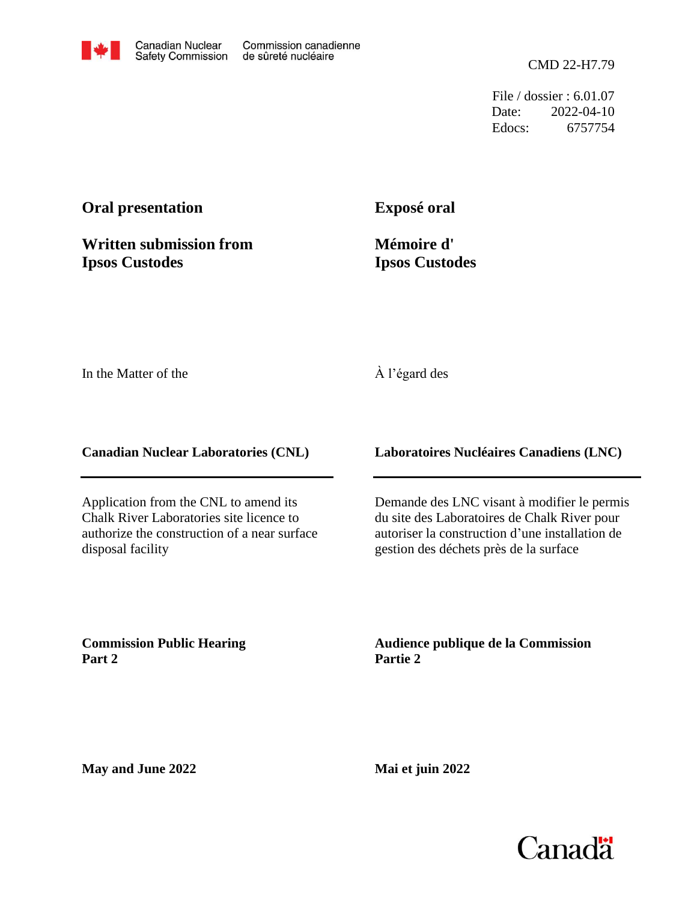Canadian Nuclear Safety Commission — Commission canadienne de sûreté nucléaire

CMD 22-H7.79

File / dossier : 6.01.07
Date: 2022-04-10
Edocs: 6757754

**Oral presentation**

**Written submission from Ipsos Custodes**

**Exposé oral**

**Mémoire d' Ipsos Custodes**

In the Matter of the

À l'égard des

**Canadian Nuclear Laboratories (CNL)**

**Laboratoires Nucléaires Canadiens (LNC)**

Application from the CNL to amend its Chalk River Laboratories site licence to authorize the construction of a near surface disposal facility

Demande des LNC visant à modifier le permis du site des Laboratoires de Chalk River pour autoriser la construction d'une installation de gestion des déchets près de la surface

**Commission Public Hearing Part 2**

**Audience publique de la Commission Partie 2**

**May and June 2022**

**Mai et juin 2022**

Canada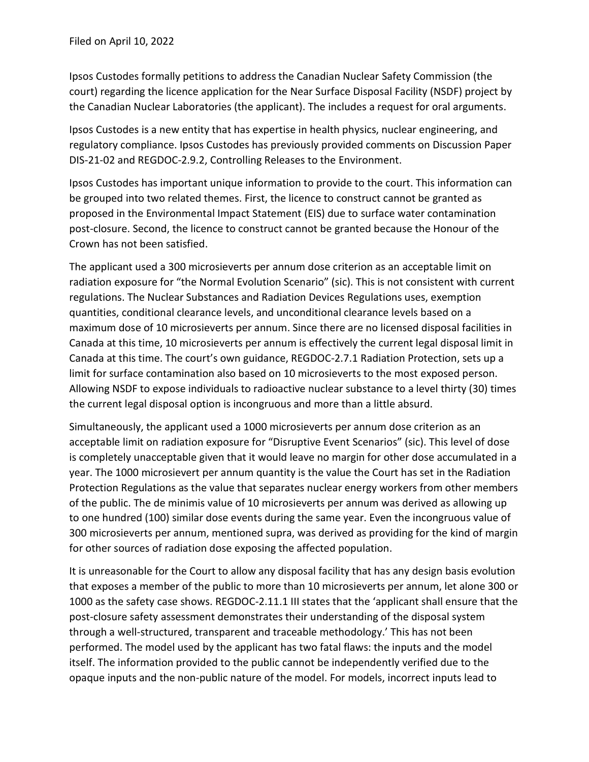Filed on April 10, 2022

Ipsos Custodes formally petitions to address the Canadian Nuclear Safety Commission (the court) regarding the licence application for the Near Surface Disposal Facility (NSDF) project by the Canadian Nuclear Laboratories (the applicant). The includes a request for oral arguments.

Ipsos Custodes is a new entity that has expertise in health physics, nuclear engineering, and regulatory compliance. Ipsos Custodes has previously provided comments on Discussion Paper DIS-21-02 and REGDOC-2.9.2, Controlling Releases to the Environment.

Ipsos Custodes has important unique information to provide to the court. This information can be grouped into two related themes. First, the licence to construct cannot be granted as proposed in the Environmental Impact Statement (EIS) due to surface water contamination post-closure. Second, the licence to construct cannot be granted because the Honour of the Crown has not been satisfied.

The applicant used a 300 microsieverts per annum dose criterion as an acceptable limit on radiation exposure for "the Normal Evolution Scenario" (sic). This is not consistent with current regulations. The Nuclear Substances and Radiation Devices Regulations uses, exemption quantities, conditional clearance levels, and unconditional clearance levels based on a maximum dose of 10 microsieverts per annum. Since there are no licensed disposal facilities in Canada at this time, 10 microsieverts per annum is effectively the current legal disposal limit in Canada at this time. The court's own guidance, REGDOC-2.7.1 Radiation Protection, sets up a limit for surface contamination also based on 10 microsieverts to the most exposed person. Allowing NSDF to expose individuals to radioactive nuclear substance to a level thirty (30) times the current legal disposal option is incongruous and more than a little absurd.

Simultaneously, the applicant used a 1000 microsieverts per annum dose criterion as an acceptable limit on radiation exposure for "Disruptive Event Scenarios" (sic). This level of dose is completely unacceptable given that it would leave no margin for other dose accumulated in a year. The 1000 microsievert per annum quantity is the value the Court has set in the Radiation Protection Regulations as the value that separates nuclear energy workers from other members of the public. The de minimis value of 10 microsieverts per annum was derived as allowing up to one hundred (100) similar dose events during the same year. Even the incongruous value of 300 microsieverts per annum, mentioned supra, was derived as providing for the kind of margin for other sources of radiation dose exposing the affected population.

It is unreasonable for the Court to allow any disposal facility that has any design basis evolution that exposes a member of the public to more than 10 microsieverts per annum, let alone 300 or 1000 as the safety case shows. REGDOC-2.11.1 III states that the 'applicant shall ensure that the post-closure safety assessment demonstrates their understanding of the disposal system through a well-structured, transparent and traceable methodology.' This has not been performed. The model used by the applicant has two fatal flaws: the inputs and the model itself. The information provided to the public cannot be independently verified due to the opaque inputs and the non-public nature of the model. For models, incorrect inputs lead to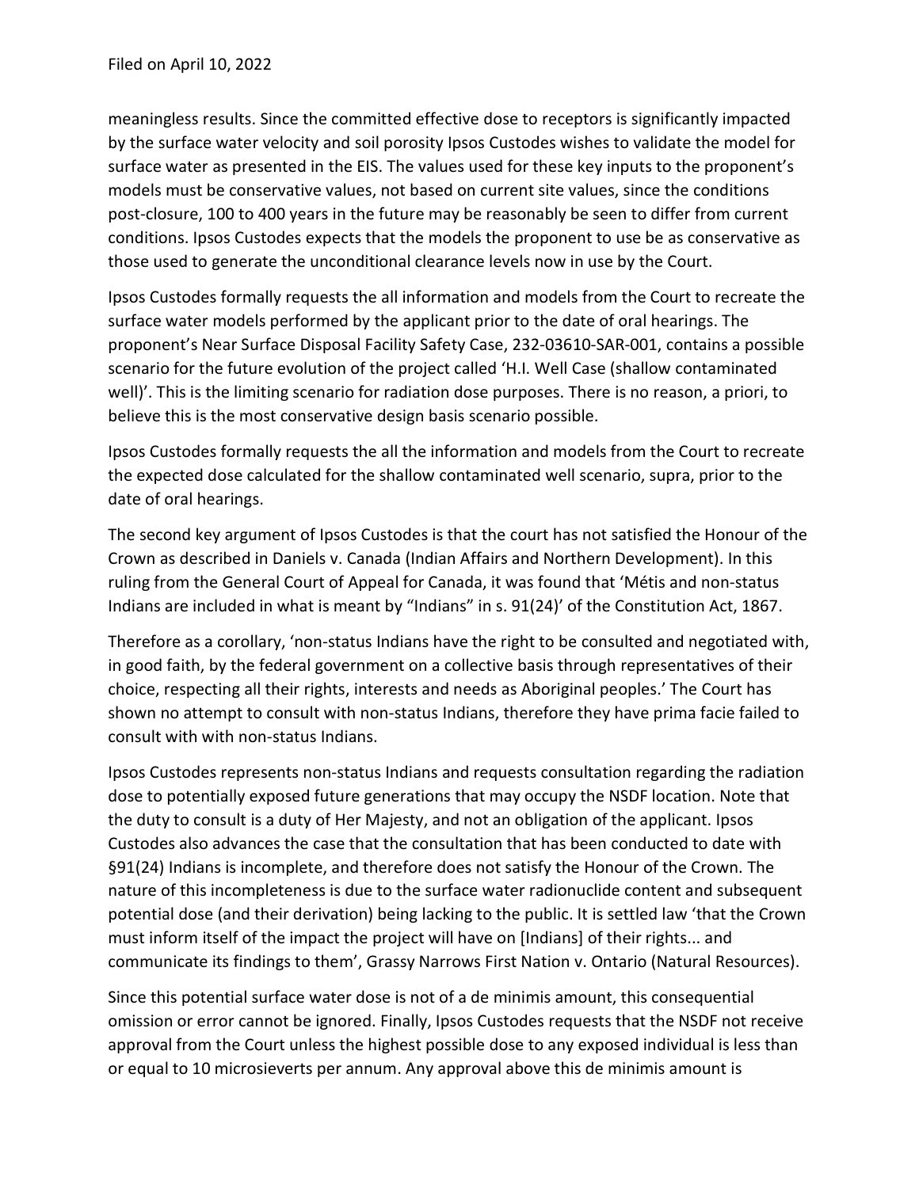Filed on April 10, 2022

meaningless results. Since the committed effective dose to receptors is significantly impacted by the surface water velocity and soil porosity Ipsos Custodes wishes to validate the model for surface water as presented in the EIS. The values used for these key inputs to the proponent's models must be conservative values, not based on current site values, since the conditions post-closure, 100 to 400 years in the future may be reasonably be seen to differ from current conditions. Ipsos Custodes expects that the models the proponent to use be as conservative as those used to generate the unconditional clearance levels now in use by the Court.

Ipsos Custodes formally requests the all information and models from the Court to recreate the surface water models performed by the applicant prior to the date of oral hearings. The proponent's Near Surface Disposal Facility Safety Case, 232-03610-SAR-001, contains a possible scenario for the future evolution of the project called 'H.I. Well Case (shallow contaminated well)'. This is the limiting scenario for radiation dose purposes. There is no reason, a priori, to believe this is the most conservative design basis scenario possible.

Ipsos Custodes formally requests the all the information and models from the Court to recreate the expected dose calculated for the shallow contaminated well scenario, supra, prior to the date of oral hearings.

The second key argument of Ipsos Custodes is that the court has not satisfied the Honour of the Crown as described in Daniels v. Canada (Indian Affairs and Northern Development). In this ruling from the General Court of Appeal for Canada, it was found that 'Métis and non-status Indians are included in what is meant by "Indians" in s. 91(24)' of the Constitution Act, 1867.

Therefore as a corollary, 'non-status Indians have the right to be consulted and negotiated with, in good faith, by the federal government on a collective basis through representatives of their choice, respecting all their rights, interests and needs as Aboriginal peoples.' The Court has shown no attempt to consult with non-status Indians, therefore they have prima facie failed to consult with with non-status Indians.

Ipsos Custodes represents non-status Indians and requests consultation regarding the radiation dose to potentially exposed future generations that may occupy the NSDF location. Note that the duty to consult is a duty of Her Majesty, and not an obligation of the applicant. Ipsos Custodes also advances the case that the consultation that has been conducted to date with §91(24) Indians is incomplete, and therefore does not satisfy the Honour of the Crown. The nature of this incompleteness is due to the surface water radionuclide content and subsequent potential dose (and their derivation) being lacking to the public. It is settled law 'that the Crown must inform itself of the impact the project will have on [Indians] of their rights... and communicate its findings to them', Grassy Narrows First Nation v. Ontario (Natural Resources).

Since this potential surface water dose is not of a de minimis amount, this consequential omission or error cannot be ignored. Finally, Ipsos Custodes requests that the NSDF not receive approval from the Court unless the highest possible dose to any exposed individual is less than or equal to 10 microsieverts per annum. Any approval above this de minimis amount is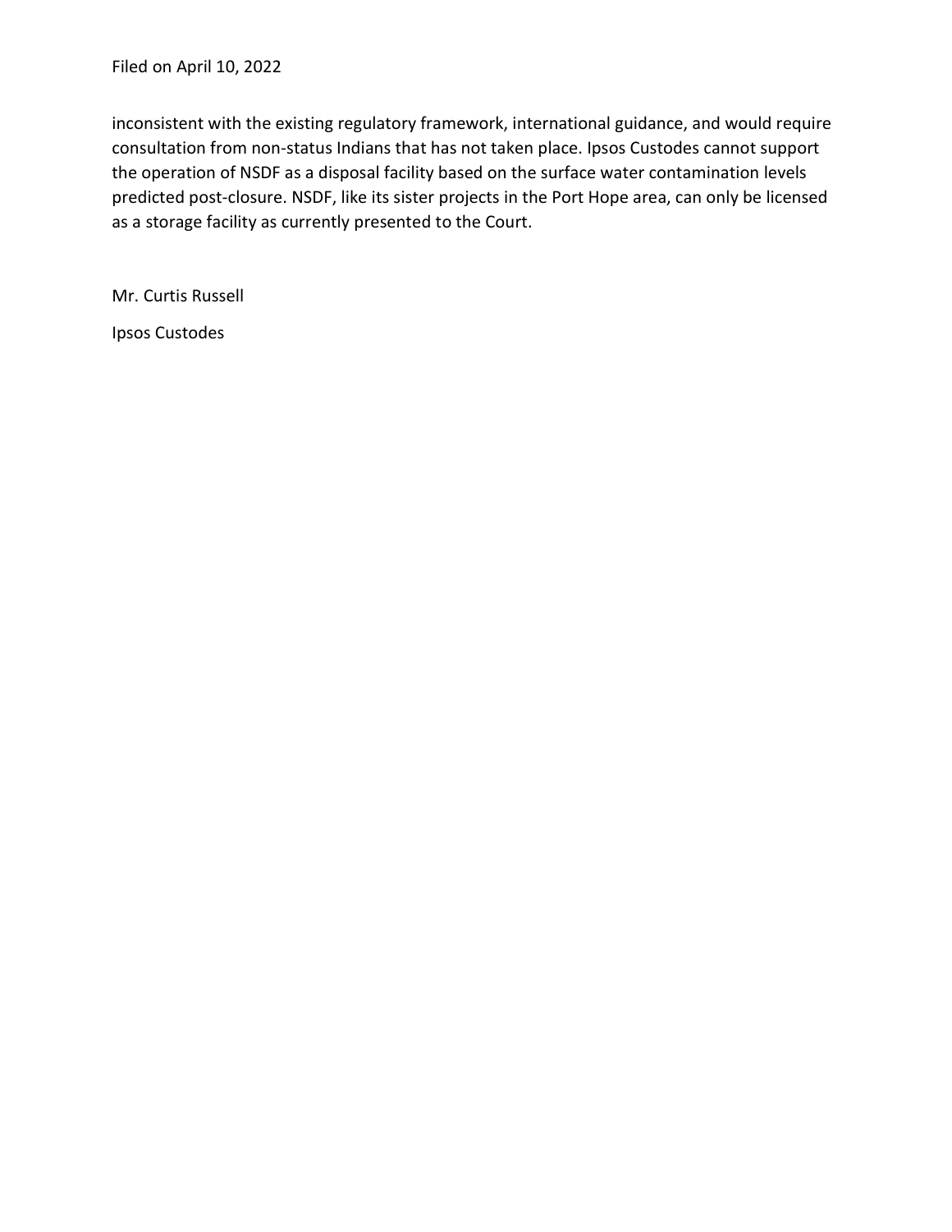Filed on April 10, 2022

inconsistent with the existing regulatory framework, international guidance, and would require consultation from non-status Indians that has not taken place. Ipsos Custodes cannot support the operation of NSDF as a disposal facility based on the surface water contamination levels predicted post-closure. NSDF, like its sister projects in the Port Hope area, can only be licensed as a storage facility as currently presented to the Court.

Mr. Curtis Russell

Ipsos Custodes